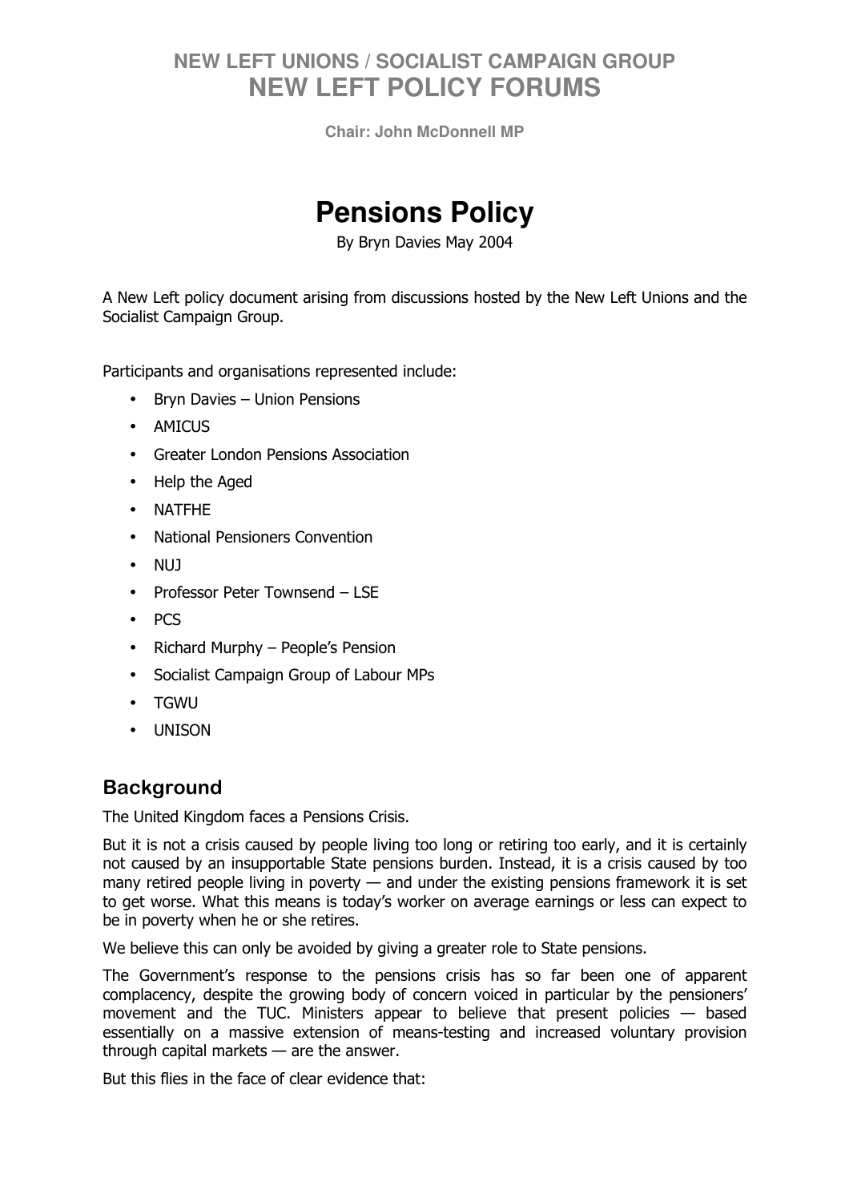**NEW LEFT UNIONS / SOCIALIST CAMPAIGN GROUP**
**NEW LEFT POLICY FORUMS**

**Chair: John McDonnell MP**

# Pensions Policy

By Bryn Davies May 2004

A New Left policy document arising from discussions hosted by the New Left Unions and the Socialist Campaign Group.

Participants and organisations represented include:

- Bryn Davies – Union Pensions
- AMICUS
- Greater London Pensions Association
- Help the Aged
- NATFHE
- National Pensioners Convention
- NUJ
- Professor Peter Townsend – LSE
- PCS
- Richard Murphy – People's Pension
- Socialist Campaign Group of Labour MPs
- TGWU
- UNISON

## Background

The United Kingdom faces a Pensions Crisis.

But it is not a crisis caused by people living too long or retiring too early, and it is certainly not caused by an insupportable State pensions burden. Instead, it is a crisis caused by too many retired people living in poverty — and under the existing pensions framework it is set to get worse. What this means is today's worker on average earnings or less can expect to be in poverty when he or she retires.

We believe this can only be avoided by giving a greater role to State pensions.

The Government's response to the pensions crisis has so far been one of apparent complacency, despite the growing body of concern voiced in particular by the pensioners' movement and the TUC. Ministers appear to believe that present policies — based essentially on a massive extension of means-testing and increased voluntary provision through capital markets — are the answer.

But this flies in the face of clear evidence that: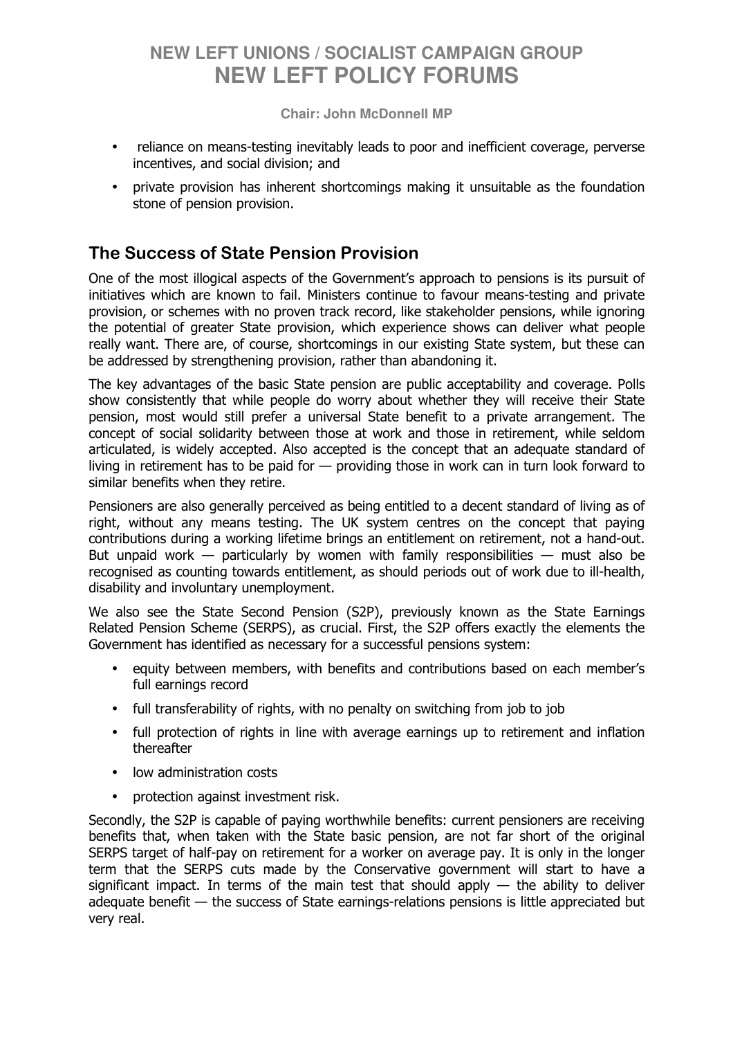- reliance on means-testing inevitably leads to poor and inefficient coverage, perverse incentives, and social division; and
- private provision has inherent shortcomings making it unsuitable as the foundation stone of pension provision.

## The Success of State Pension Provision

One of the most illogical aspects of the Government's approach to pensions is its pursuit of initiatives which are known to fail. Ministers continue to favour means-testing and private provision, or schemes with no proven track record, like stakeholder pensions, while ignoring the potential of greater State provision, which experience shows can deliver what people really want. There are, of course, shortcomings in our existing State system, but these can be addressed by strengthening provision, rather than abandoning it.

The key advantages of the basic State pension are public acceptability and coverage. Polls show consistently that while people do worry about whether they will receive their State pension, most would still prefer a universal State benefit to a private arrangement. The concept of social solidarity between those at work and those in retirement, while seldom articulated, is widely accepted. Also accepted is the concept that an adequate standard of living in retirement has to be paid for — providing those in work can in turn look forward to similar benefits when they retire.

Pensioners are also generally perceived as being entitled to a decent standard of living as of right, without any means testing. The UK system centres on the concept that paying contributions during a working lifetime brings an entitlement on retirement, not a hand-out. But unpaid work — particularly by women with family responsibilities — must also be recognised as counting towards entitlement, as should periods out of work due to ill-health, disability and involuntary unemployment.

We also see the State Second Pension (S2P), previously known as the State Earnings Related Pension Scheme (SERPS), as crucial. First, the S2P offers exactly the elements the Government has identified as necessary for a successful pensions system:

- equity between members, with benefits and contributions based on each member's full earnings record
- full transferability of rights, with no penalty on switching from job to job
- full protection of rights in line with average earnings up to retirement and inflation thereafter
- low administration costs
- protection against investment risk.

Secondly, the S2P is capable of paying worthwhile benefits: current pensioners are receiving benefits that, when taken with the State basic pension, are not far short of the original SERPS target of half-pay on retirement for a worker on average pay. It is only in the longer term that the SERPS cuts made by the Conservative government will start to have a significant impact. In terms of the main test that should apply — the ability to deliver adequate benefit — the success of State earnings-relations pensions is little appreciated but very real.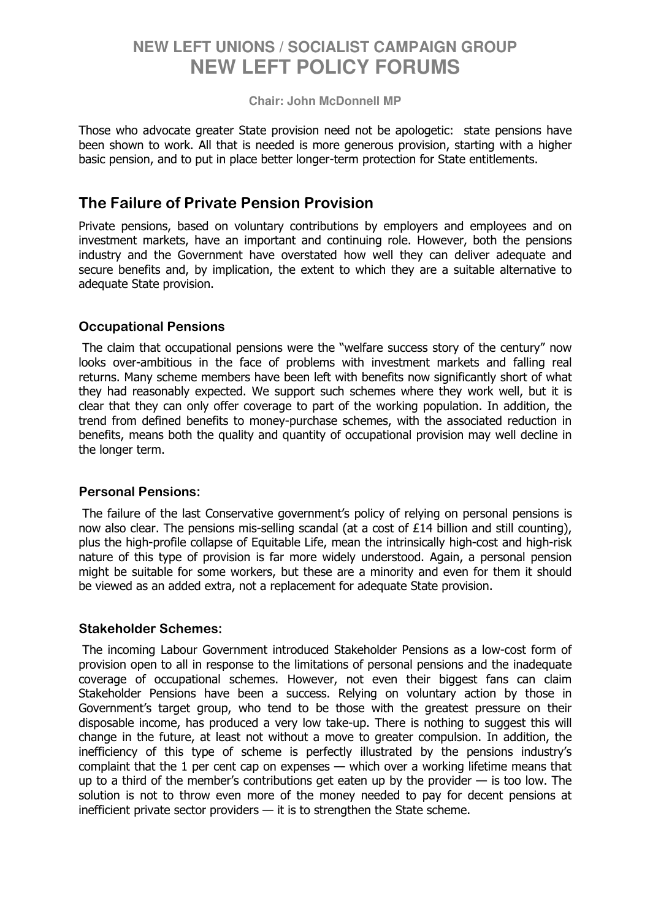Those who advocate greater State provision need not be apologetic: state pensions have been shown to work. All that is needed is more generous provision, starting with a higher basic pension, and to put in place better longer-term protection for State entitlements.

## The Failure of Private Pension Provision

Private pensions, based on voluntary contributions by employers and employees and on investment markets, have an important and continuing role. However, both the pensions industry and the Government have overstated how well they can deliver adequate and secure benefits and, by implication, the extent to which they are a suitable alternative to adequate State provision.

### Occupational Pensions

The claim that occupational pensions were the "welfare success story of the century" now looks over-ambitious in the face of problems with investment markets and falling real returns. Many scheme members have been left with benefits now significantly short of what they had reasonably expected. We support such schemes where they work well, but it is clear that they can only offer coverage to part of the working population. In addition, the trend from defined benefits to money-purchase schemes, with the associated reduction in benefits, means both the quality and quantity of occupational provision may well decline in the longer term.

### Personal Pensions:

The failure of the last Conservative government's policy of relying on personal pensions is now also clear. The pensions mis-selling scandal (at a cost of £14 billion and still counting), plus the high-profile collapse of Equitable Life, mean the intrinsically high-cost and high-risk nature of this type of provision is far more widely understood. Again, a personal pension might be suitable for some workers, but these are a minority and even for them it should be viewed as an added extra, not a replacement for adequate State provision.

### Stakeholder Schemes:

The incoming Labour Government introduced Stakeholder Pensions as a low-cost form of provision open to all in response to the limitations of personal pensions and the inadequate coverage of occupational schemes. However, not even their biggest fans can claim Stakeholder Pensions have been a success. Relying on voluntary action by those in Government's target group, who tend to be those with the greatest pressure on their disposable income, has produced a very low take-up. There is nothing to suggest this will change in the future, at least not without a move to greater compulsion. In addition, the inefficiency of this type of scheme is perfectly illustrated by the pensions industry's complaint that the 1 per cent cap on expenses — which over a working lifetime means that up to a third of the member's contributions get eaten up by the provider — is too low. The solution is not to throw even more of the money needed to pay for decent pensions at inefficient private sector providers — it is to strengthen the State scheme.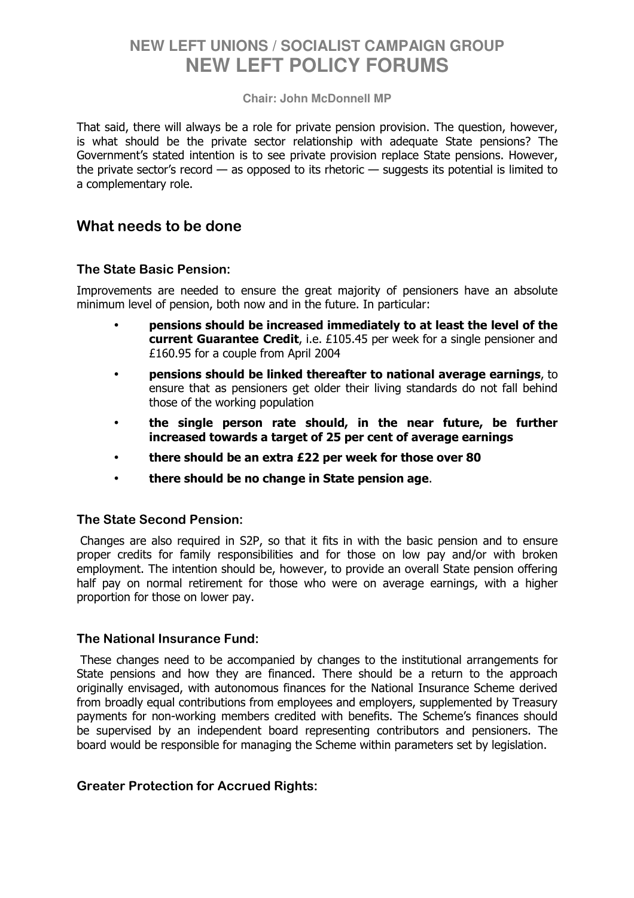That said, there will always be a role for private pension provision. The question, however, is what should be the private sector relationship with adequate State pensions? The Government's stated intention is to see private provision replace State pensions. However, the private sector's record — as opposed to its rhetoric — suggests its potential is limited to a complementary role.

## What needs to be done

### The State Basic Pension:

Improvements are needed to ensure the great majority of pensioners have an absolute minimum level of pension, both now and in the future. In particular:

- **pensions should be increased immediately to at least the level of the current Guarantee Credit**, i.e. £105.45 per week for a single pensioner and £160.95 for a couple from April 2004
- **pensions should be linked thereafter to national average earnings**, to ensure that as pensioners get older their living standards do not fall behind those of the working population
- **the single person rate should, in the near future, be further increased towards a target of 25 per cent of average earnings**
- **there should be an extra £22 per week for those over 80**
- **there should be no change in State pension age**.

### The State Second Pension:

Changes are also required in S2P, so that it fits in with the basic pension and to ensure proper credits for family responsibilities and for those on low pay and/or with broken employment. The intention should be, however, to provide an overall State pension offering half pay on normal retirement for those who were on average earnings, with a higher proportion for those on lower pay.

### The National Insurance Fund:

These changes need to be accompanied by changes to the institutional arrangements for State pensions and how they are financed. There should be a return to the approach originally envisaged, with autonomous finances for the National Insurance Scheme derived from broadly equal contributions from employees and employers, supplemented by Treasury payments for non-working members credited with benefits. The Scheme's finances should be supervised by an independent board representing contributors and pensioners. The board would be responsible for managing the Scheme within parameters set by legislation.

### Greater Protection for Accrued Rights: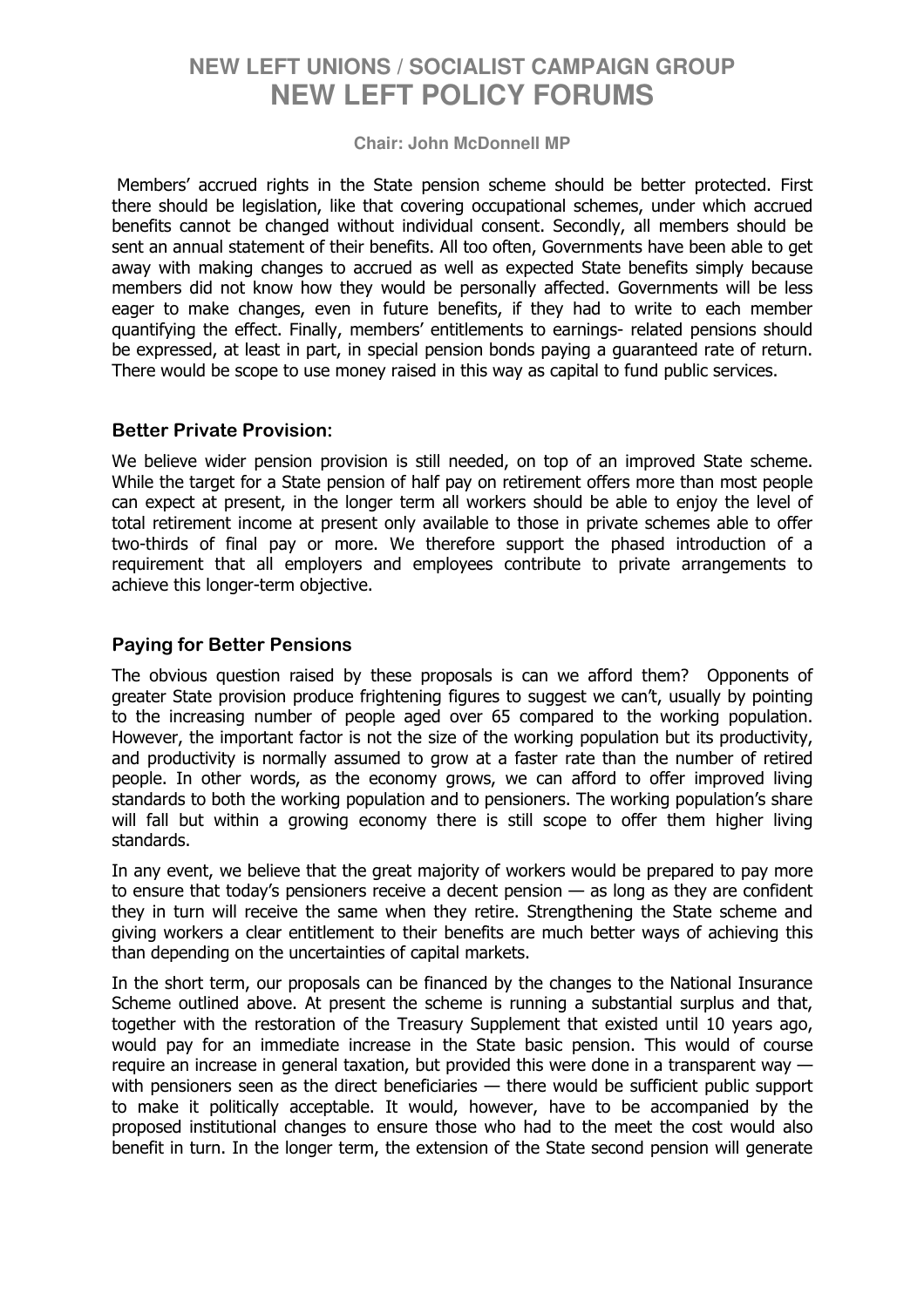Members' accrued rights in the State pension scheme should be better protected. First there should be legislation, like that covering occupational schemes, under which accrued benefits cannot be changed without individual consent. Secondly, all members should be sent an annual statement of their benefits. All too often, Governments have been able to get away with making changes to accrued as well as expected State benefits simply because members did not know how they would be personally affected. Governments will be less eager to make changes, even in future benefits, if they had to write to each member quantifying the effect. Finally, members' entitlements to earnings- related pensions should be expressed, at least in part, in special pension bonds paying a guaranteed rate of return. There would be scope to use money raised in this way as capital to fund public services.

### Better Private Provision:

We believe wider pension provision is still needed, on top of an improved State scheme. While the target for a State pension of half pay on retirement offers more than most people can expect at present, in the longer term all workers should be able to enjoy the level of total retirement income at present only available to those in private schemes able to offer two-thirds of final pay or more. We therefore support the phased introduction of a requirement that all employers and employees contribute to private arrangements to achieve this longer-term objective.

### Paying for Better Pensions

The obvious question raised by these proposals is can we afford them? Opponents of greater State provision produce frightening figures to suggest we can't, usually by pointing to the increasing number of people aged over 65 compared to the working population. However, the important factor is not the size of the working population but its productivity, and productivity is normally assumed to grow at a faster rate than the number of retired people. In other words, as the economy grows, we can afford to offer improved living standards to both the working population and to pensioners. The working population's share will fall but within a growing economy there is still scope to offer them higher living standards.

In any event, we believe that the great majority of workers would be prepared to pay more to ensure that today's pensioners receive a decent pension — as long as they are confident they in turn will receive the same when they retire. Strengthening the State scheme and giving workers a clear entitlement to their benefits are much better ways of achieving this than depending on the uncertainties of capital markets.

In the short term, our proposals can be financed by the changes to the National Insurance Scheme outlined above. At present the scheme is running a substantial surplus and that, together with the restoration of the Treasury Supplement that existed until 10 years ago, would pay for an immediate increase in the State basic pension. This would of course require an increase in general taxation, but provided this were done in a transparent way — with pensioners seen as the direct beneficiaries — there would be sufficient public support to make it politically acceptable. It would, however, have to be accompanied by the proposed institutional changes to ensure those who had to the meet the cost would also benefit in turn. In the longer term, the extension of the State second pension will generate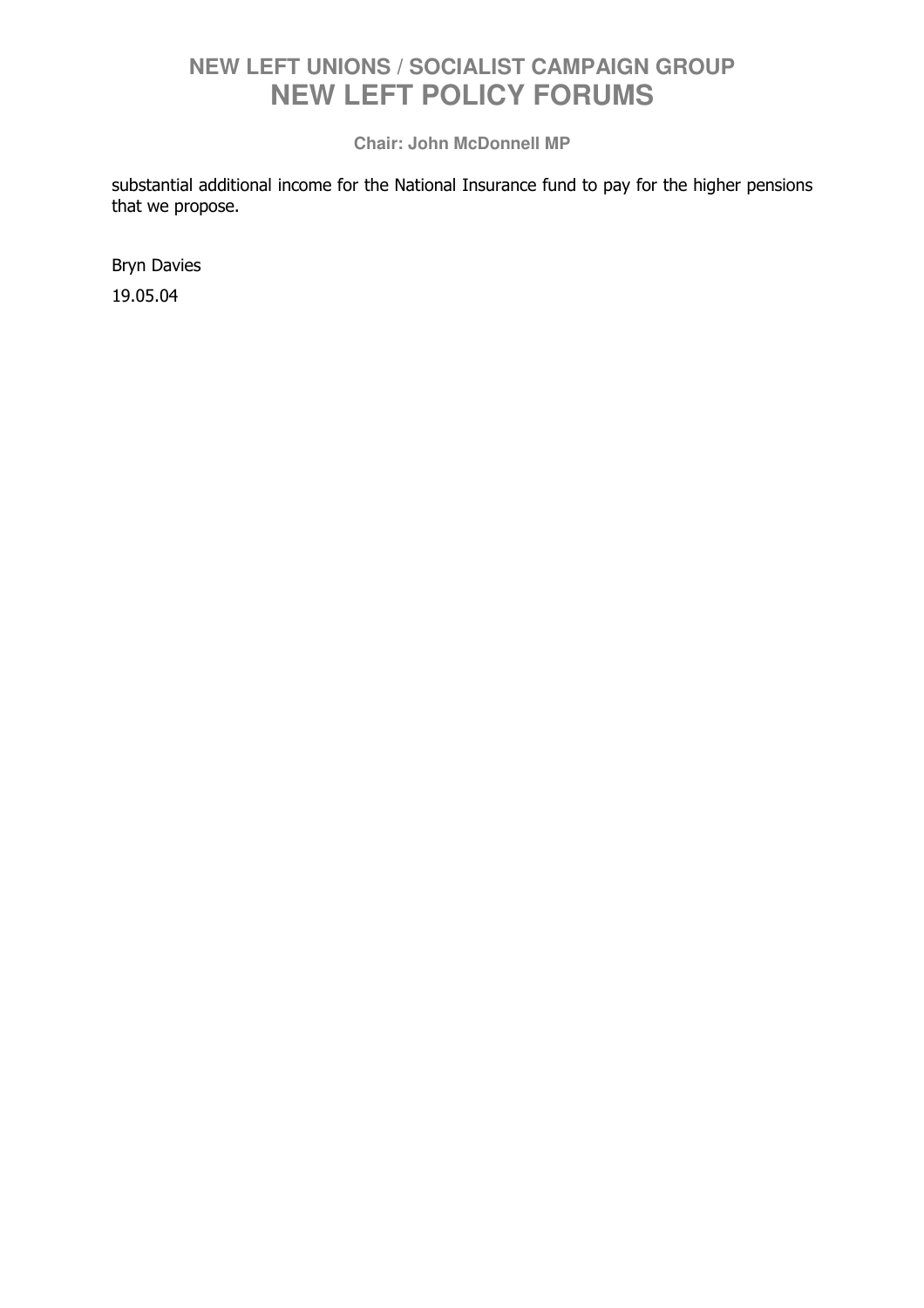substantial additional income for the National Insurance fund to pay for the higher pensions that we propose.

Bryn Davies

19.05.04